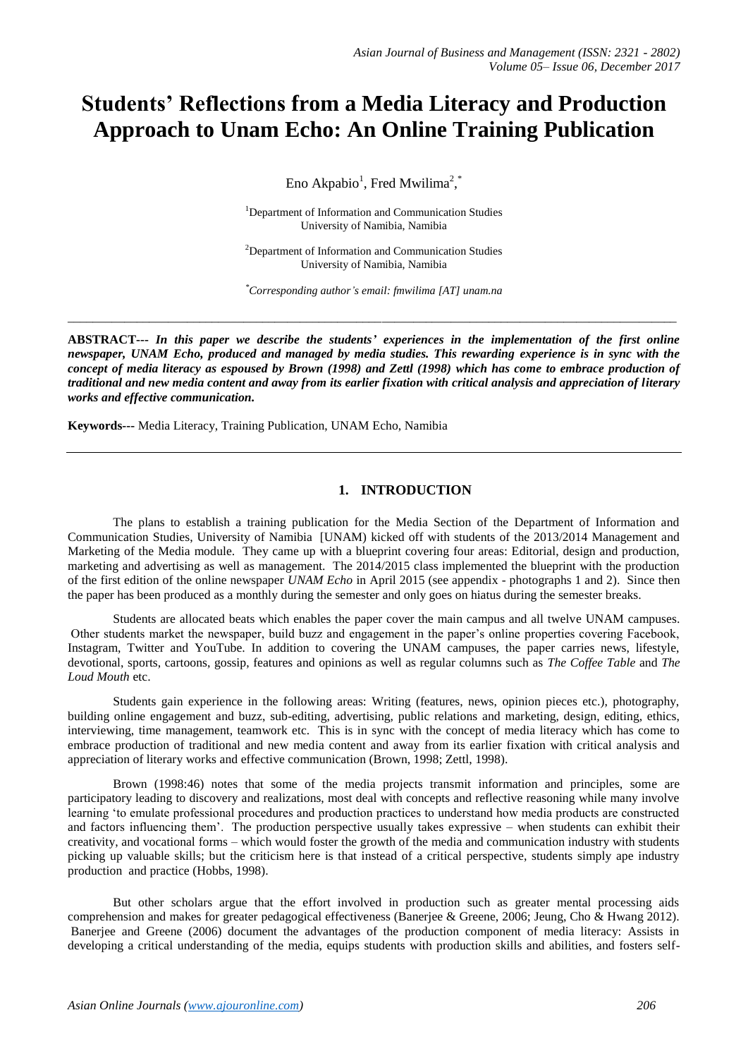# Students' Reflections from a Media Literacy and Production Approach to Unam Echo: An Online Training Publication

Eno Akpabio[1], Fred Mwilima[2,*]

[1]Department of Information and Communication Studies
University of Namibia, Namibia

[2]Department of Information and Communication Studies
University of Namibia, Namibia

[*]*Corresponding author's email: fmwilima [AT] unam.na*

---

**ABSTRACT---** ***In this paper we describe the students' experiences in the implementation of the first online newspaper, UNAM Echo, produced and managed by media studies. This rewarding experience is in sync with the concept of media literacy as espoused by Brown (1998) and Zettl (1998) which has come to embrace production of traditional and new media content and away from its earlier fixation with critical analysis and appreciation of literary works and effective communication.***

**Keywords---** Media Literacy, Training Publication, UNAM Echo, Namibia

---

## 1. INTRODUCTION

The plans to establish a training publication for the Media Section of the Department of Information and Communication Studies, University of Namibia [UNAM) kicked off with students of the 2013/2014 Management and Marketing of the Media module. They came up with a blueprint covering four areas: Editorial, design and production, marketing and advertising as well as management. The 2014/2015 class implemented the blueprint with the production of the first edition of the online newspaper *UNAM Echo* in April 2015 (see appendix - photographs 1 and 2). Since then the paper has been produced as a monthly during the semester and only goes on hiatus during the semester breaks.

Students are allocated beats which enables the paper cover the main campus and all twelve UNAM campuses. Other students market the newspaper, build buzz and engagement in the paper's online properties covering Facebook, Instagram, Twitter and YouTube. In addition to covering the UNAM campuses, the paper carries news, lifestyle, devotional, sports, cartoons, gossip, features and opinions as well as regular columns such as *The Coffee Table* and *The Loud Mouth* etc.

Students gain experience in the following areas: Writing (features, news, opinion pieces etc.), photography, building online engagement and buzz, sub-editing, advertising, public relations and marketing, design, editing, ethics, interviewing, time management, teamwork etc. This is in sync with the concept of media literacy which has come to embrace production of traditional and new media content and away from its earlier fixation with critical analysis and appreciation of literary works and effective communication (Brown, 1998; Zettl, 1998).

Brown (1998:46) notes that some of the media projects transmit information and principles, some are participatory leading to discovery and realizations, most deal with concepts and reflective reasoning while many involve learning 'to emulate professional procedures and production practices to understand how media products are constructed and factors influencing them'. The production perspective usually takes expressive – when students can exhibit their creativity, and vocational forms – which would foster the growth of the media and communication industry with students picking up valuable skills; but the criticism here is that instead of a critical perspective, students simply ape industry production and practice (Hobbs, 1998).

But other scholars argue that the effort involved in production such as greater mental processing aids comprehension and makes for greater pedagogical effectiveness (Banerjee & Greene, 2006; Jeung, Cho & Hwang 2012). Banerjee and Greene (2006) document the advantages of the production component of media literacy: Assists in developing a critical understanding of the media, equips students with production skills and abilities, and fosters self-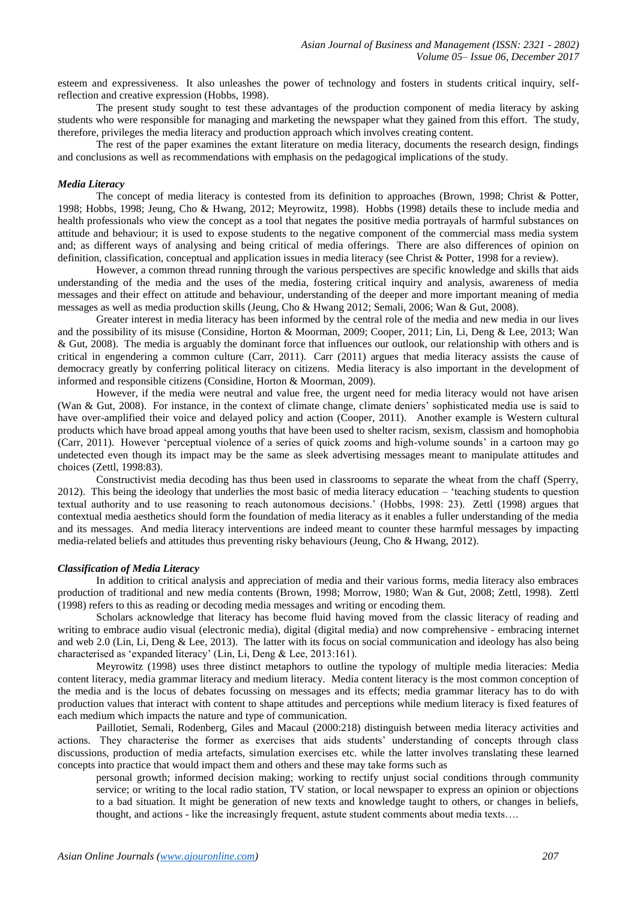esteem and expressiveness. It also unleashes the power of technology and fosters in students critical inquiry, self-reflection and creative expression (Hobbs, 1998).

The present study sought to test these advantages of the production component of media literacy by asking students who were responsible for managing and marketing the newspaper what they gained from this effort. The study, therefore, privileges the media literacy and production approach which involves creating content.

The rest of the paper examines the extant literature on media literacy, documents the research design, findings and conclusions as well as recommendations with emphasis on the pedagogical implications of the study.

### *Media Literacy*

The concept of media literacy is contested from its definition to approaches (Brown, 1998; Christ & Potter, 1998; Hobbs, 1998; Jeung, Cho & Hwang, 2012; Meyrowitz, 1998). Hobbs (1998) details these to include media and health professionals who view the concept as a tool that negates the positive media portrayals of harmful substances on attitude and behaviour; it is used to expose students to the negative component of the commercial mass media system and; as different ways of analysing and being critical of media offerings. There are also differences of opinion on definition, classification, conceptual and application issues in media literacy (see Christ & Potter, 1998 for a review).

However, a common thread running through the various perspectives are specific knowledge and skills that aids understanding of the media and the uses of the media, fostering critical inquiry and analysis, awareness of media messages and their effect on attitude and behaviour, understanding of the deeper and more important meaning of media messages as well as media production skills (Jeung, Cho & Hwang 2012; Semali, 2006; Wan & Gut, 2008).

Greater interest in media literacy has been informed by the central role of the media and new media in our lives and the possibility of its misuse (Considine, Horton & Moorman, 2009; Cooper, 2011; Lin, Li, Deng & Lee, 2013; Wan & Gut, 2008). The media is arguably the dominant force that influences our outlook, our relationship with others and is critical in engendering a common culture (Carr, 2011). Carr (2011) argues that media literacy assists the cause of democracy greatly by conferring political literacy on citizens. Media literacy is also important in the development of informed and responsible citizens (Considine, Horton & Moorman, 2009).

However, if the media were neutral and value free, the urgent need for media literacy would not have arisen (Wan & Gut, 2008). For instance, in the context of climate change, climate deniers' sophisticated media use is said to have over-amplified their voice and delayed policy and action (Cooper, 2011). Another example is Western cultural products which have broad appeal among youths that have been used to shelter racism, sexism, classism and homophobia (Carr, 2011). However 'perceptual violence of a series of quick zooms and high-volume sounds' in a cartoon may go undetected even though its impact may be the same as sleek advertising messages meant to manipulate attitudes and choices (Zettl, 1998:83).

Constructivist media decoding has thus been used in classrooms to separate the wheat from the chaff (Sperry, 2012). This being the ideology that underlies the most basic of media literacy education – 'teaching students to question textual authority and to use reasoning to reach autonomous decisions.' (Hobbs, 1998: 23). Zettl (1998) argues that contextual media aesthetics should form the foundation of media literacy as it enables a fuller understanding of the media and its messages. And media literacy interventions are indeed meant to counter these harmful messages by impacting media-related beliefs and attitudes thus preventing risky behaviours (Jeung, Cho & Hwang, 2012).

### *Classification of Media Literacy*

In addition to critical analysis and appreciation of media and their various forms, media literacy also embraces production of traditional and new media contents (Brown, 1998; Morrow, 1980; Wan & Gut, 2008; Zettl, 1998). Zettl (1998) refers to this as reading or decoding media messages and writing or encoding them.

Scholars acknowledge that literacy has become fluid having moved from the classic literacy of reading and writing to embrace audio visual (electronic media), digital (digital media) and now comprehensive - embracing internet and web 2.0 (Lin, Li, Deng & Lee, 2013). The latter with its focus on social communication and ideology has also being characterised as 'expanded literacy' (Lin, Li, Deng & Lee, 2013:161).

Meyrowitz (1998) uses three distinct metaphors to outline the typology of multiple media literacies: Media content literacy, media grammar literacy and medium literacy. Media content literacy is the most common conception of the media and is the locus of debates focussing on messages and its effects; media grammar literacy has to do with production values that interact with content to shape attitudes and perceptions while medium literacy is fixed features of each medium which impacts the nature and type of communication.

Paillotiet, Semali, Rodenberg, Giles and Macaul (2000:218) distinguish between media literacy activities and actions. They characterise the former as exercises that aids students' understanding of concepts through class discussions, production of media artefacts, simulation exercises etc. while the latter involves translating these learned concepts into practice that would impact them and others and these may take forms such as

> personal growth; informed decision making; working to rectify unjust social conditions through community service; or writing to the local radio station, TV station, or local newspaper to express an opinion or objections to a bad situation. It might be generation of new texts and knowledge taught to others, or changes in beliefs, thought, and actions - like the increasingly frequent, astute student comments about media texts….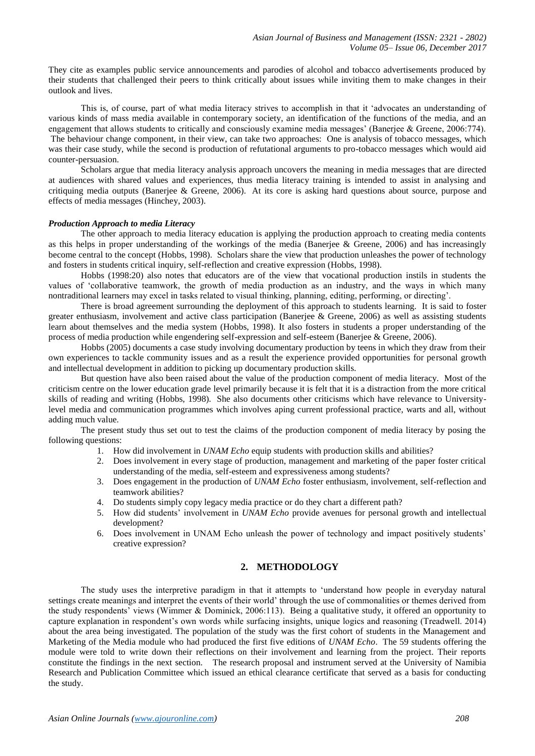They cite as examples public service announcements and parodies of alcohol and tobacco advertisements produced by their students that challenged their peers to think critically about issues while inviting them to make changes in their outlook and lives.

This is, of course, part of what media literacy strives to accomplish in that it 'advocates an understanding of various kinds of mass media available in contemporary society, an identification of the functions of the media, and an engagement that allows students to critically and consciously examine media messages' (Banerjee & Greene, 2006:774). The behaviour change component, in their view, can take two approaches: One is analysis of tobacco messages, which was their case study, while the second is production of refutational arguments to pro-tobacco messages which would aid counter-persuasion.

Scholars argue that media literacy analysis approach uncovers the meaning in media messages that are directed at audiences with shared values and experiences, thus media literacy training is intended to assist in analysing and critiquing media outputs (Banerjee & Greene, 2006). At its core is asking hard questions about source, purpose and effects of media messages (Hinchey, 2003).

***Production Approach to media Literacy***

The other approach to media literacy education is applying the production approach to creating media contents as this helps in proper understanding of the workings of the media (Banerjee & Greene, 2006) and has increasingly become central to the concept (Hobbs, 1998). Scholars share the view that production unleashes the power of technology and fosters in students critical inquiry, self-reflection and creative expression (Hobbs, 1998).

Hobbs (1998:20) also notes that educators are of the view that vocational production instils in students the values of 'collaborative teamwork, the growth of media production as an industry, and the ways in which many nontraditional learners may excel in tasks related to visual thinking, planning, editing, performing, or directing'.

There is broad agreement surrounding the deployment of this approach to students learning. It is said to foster greater enthusiasm, involvement and active class participation (Banerjee & Greene, 2006) as well as assisting students learn about themselves and the media system (Hobbs, 1998). It also fosters in students a proper understanding of the process of media production while engendering self-expression and self-esteem (Banerjee & Greene, 2006).

Hobbs (2005) documents a case study involving documentary production by teens in which they draw from their own experiences to tackle community issues and as a result the experience provided opportunities for personal growth and intellectual development in addition to picking up documentary production skills.

But question have also been raised about the value of the production component of media literacy. Most of the criticism centre on the lower education grade level primarily because it is felt that it is a distraction from the more critical skills of reading and writing (Hobbs, 1998). She also documents other criticisms which have relevance to University-level media and communication programmes which involves aping current professional practice, warts and all, without adding much value.

The present study thus set out to test the claims of the production component of media literacy by posing the following questions:

1. How did involvement in *UNAM Echo* equip students with production skills and abilities?
2. Does involvement in every stage of production, management and marketing of the paper foster critical understanding of the media, self-esteem and expressiveness among students?
3. Does engagement in the production of *UNAM Echo* foster enthusiasm, involvement, self-reflection and teamwork abilities?
4. Do students simply copy legacy media practice or do they chart a different path?
5. How did students' involvement in *UNAM Echo* provide avenues for personal growth and intellectual development?
6. Does involvement in UNAM Echo unleash the power of technology and impact positively students' creative expression?

## 2. METHODOLOGY

The study uses the interpretive paradigm in that it attempts to 'understand how people in everyday natural settings create meanings and interpret the events of their world' through the use of commonalities or themes derived from the study respondents' views (Wimmer & Dominick, 2006:113). Being a qualitative study, it offered an opportunity to capture explanation in respondent's own words while surfacing insights, unique logics and reasoning (Treadwell. 2014) about the area being investigated. The population of the study was the first cohort of students in the Management and Marketing of the Media module who had produced the first five editions of *UNAM Echo*. The 59 students offering the module were told to write down their reflections on their involvement and learning from the project. Their reports constitute the findings in the next section. The research proposal and instrument served at the University of Namibia Research and Publication Committee which issued an ethical clearance certificate that served as a basis for conducting the study.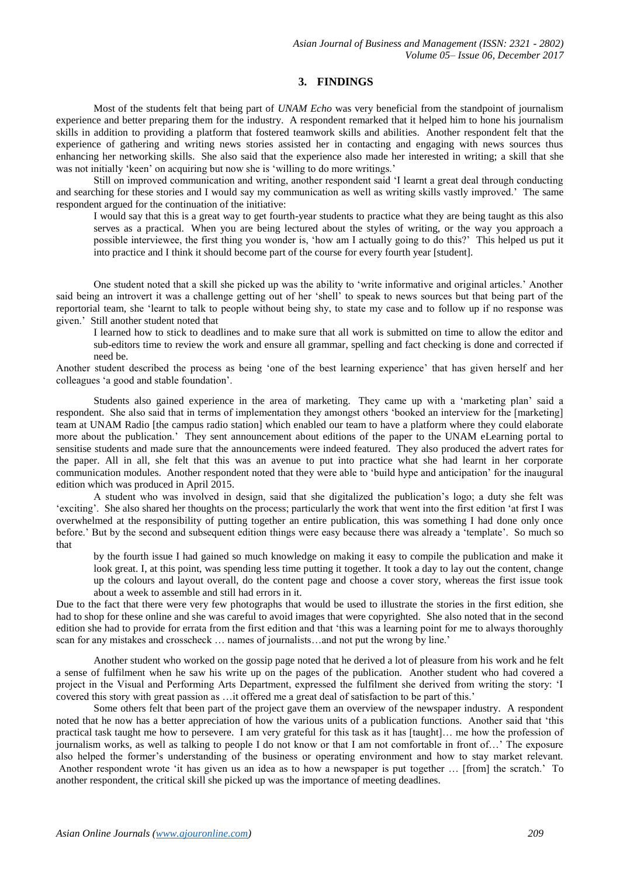## 3. FINDINGS

Most of the students felt that being part of *UNAM Echo* was very beneficial from the standpoint of journalism experience and better preparing them for the industry. A respondent remarked that it helped him to hone his journalism skills in addition to providing a platform that fostered teamwork skills and abilities. Another respondent felt that the experience of gathering and writing news stories assisted her in contacting and engaging with news sources thus enhancing her networking skills. She also said that the experience also made her interested in writing; a skill that she was not initially 'keen' on acquiring but now she is 'willing to do more writings.'

Still on improved communication and writing, another respondent said 'I learnt a great deal through conducting and searching for these stories and I would say my communication as well as writing skills vastly improved.' The same respondent argued for the continuation of the initiative:

> I would say that this is a great way to get fourth-year students to practice what they are being taught as this also serves as a practical. When you are being lectured about the styles of writing, or the way you approach a possible interviewee, the first thing you wonder is, 'how am I actually going to do this?' This helped us put it into practice and I think it should become part of the course for every fourth year [student].

One student noted that a skill she picked up was the ability to 'write informative and original articles.' Another said being an introvert it was a challenge getting out of her 'shell' to speak to news sources but that being part of the reportorial team, she 'learnt to talk to people without being shy, to state my case and to follow up if no response was given.' Still another student noted that

> I learned how to stick to deadlines and to make sure that all work is submitted on time to allow the editor and sub-editors time to review the work and ensure all grammar, spelling and fact checking is done and corrected if need be.

Another student described the process as being 'one of the best learning experience' that has given herself and her colleagues 'a good and stable foundation'.

Students also gained experience in the area of marketing. They came up with a 'marketing plan' said a respondent. She also said that in terms of implementation they amongst others 'booked an interview for the [marketing] team at UNAM Radio [the campus radio station] which enabled our team to have a platform where they could elaborate more about the publication.' They sent announcement about editions of the paper to the UNAM eLearning portal to sensitise students and made sure that the announcements were indeed featured. They also produced the advert rates for the paper. All in all, she felt that this was an avenue to put into practice what she had learnt in her corporate communication modules. Another respondent noted that they were able to 'build hype and anticipation' for the inaugural edition which was produced in April 2015.

A student who was involved in design, said that she digitalized the publication's logo; a duty she felt was 'exciting'. She also shared her thoughts on the process; particularly the work that went into the first edition 'at first I was overwhelmed at the responsibility of putting together an entire publication, this was something I had done only once before.' But by the second and subsequent edition things were easy because there was already a 'template'. So much so that

> by the fourth issue I had gained so much knowledge on making it easy to compile the publication and make it look great. I, at this point, was spending less time putting it together. It took a day to lay out the content, change up the colours and layout overall, do the content page and choose a cover story, whereas the first issue took about a week to assemble and still had errors in it.

Due to the fact that there were very few photographs that would be used to illustrate the stories in the first edition, she had to shop for these online and she was careful to avoid images that were copyrighted. She also noted that in the second edition she had to provide for errata from the first edition and that 'this was a learning point for me to always thoroughly scan for any mistakes and crosscheck … names of journalists…and not put the wrong by line.'

Another student who worked on the gossip page noted that he derived a lot of pleasure from his work and he felt a sense of fulfilment when he saw his write up on the pages of the publication. Another student who had covered a project in the Visual and Performing Arts Department, expressed the fulfilment she derived from writing the story: 'I covered this story with great passion as …it offered me a great deal of satisfaction to be part of this.'

Some others felt that been part of the project gave them an overview of the newspaper industry. A respondent noted that he now has a better appreciation of how the various units of a publication functions. Another said that 'this practical task taught me how to persevere. I am very grateful for this task as it has [taught]… me how the profession of journalism works, as well as talking to people I do not know or that I am not comfortable in front of…' The exposure also helped the former's understanding of the business or operating environment and how to stay market relevant. Another respondent wrote 'it has given us an idea as to how a newspaper is put together … [from] the scratch.' To another respondent, the critical skill she picked up was the importance of meeting deadlines.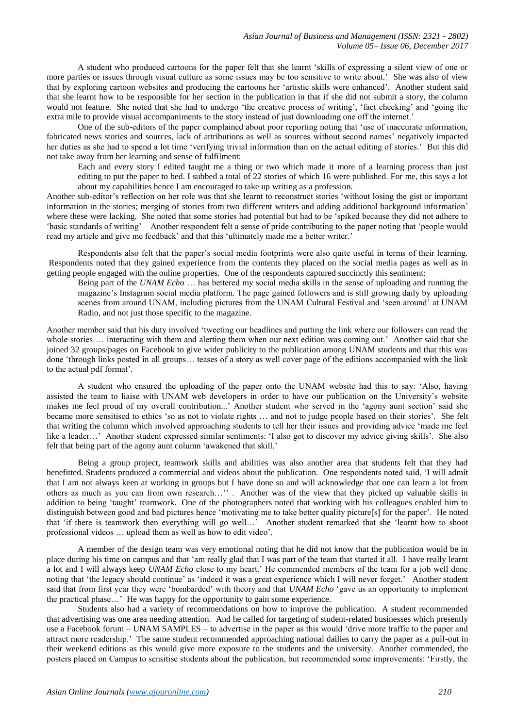A student who produced cartoons for the paper felt that she learnt 'skills of expressing a silent view of one or more parties or issues through visual culture as some issues may be too sensitive to write about.' She was also of view that by exploring cartoon websites and producing the cartoons her 'artistic skills were enhanced'. Another student said that she learnt how to be responsible for her section in the publication in that if she did not submit a story, the column would not feature. She noted that she had to undergo 'the creative process of writing', 'fact checking' and 'going the extra mile to provide visual accompaniments to the story instead of just downloading one off the internet.'

One of the sub-editors of the paper complained about poor reporting noting that 'use of inaccurate information, fabricated news stories and sources, lack of attributions as well as sources without second names' negatively impacted her duties as she had to spend a lot time 'verifying trivial information than on the actual editing of stories.' But this did not take away from her learning and sense of fulfilment:

> Each and every story I edited taught me a thing or two which made it more of a learning process than just editing to put the paper to bed. I subbed a total of 22 stories of which 16 were published. For me, this says a lot about my capabilities hence I am encouraged to take up writing as a profession.

Another sub-editor's reflection on her role was that she learnt to reconstruct stories 'without losing the gist or important information in the stories; merging of stories from two different writers and adding additional background information' where these were lacking. She noted that some stories had potential but had to be 'spiked because they did not adhere to 'basic standards of writing' Another respondent felt a sense of pride contributing to the paper noting that 'people would read my article and give me feedback' and that this 'ultimately made me a better writer.'

Respondents also felt that the paper's social media footprints were also quite useful in terms of their learning. Respondents noted that they gained experience from the contents they placed on the social media pages as well as in getting people engaged with the online properties. One of the respondents captured succinctly this sentiment:

> Being part of the *UNAM Echo* … has bettered my social media skills in the sense of uploading and running the magazine's Instagram social media platform. The page gained followers and is still growing daily by uploading scenes from around UNAM, including pictures from the UNAM Cultural Festival and 'seen around' at UNAM Radio, and not just those specific to the magazine.

Another member said that his duty involved 'tweeting our headlines and putting the link where our followers can read the whole stories … interacting with them and alerting them when our next edition was coming out.' Another said that she joined 32 groups/pages on Facebook to give wider publicity to the publication among UNAM students and that this was done 'through links posted in all groups… teases of a story as well cover page of the editions accompanied with the link to the actual pdf format'.

A student who ensured the uploading of the paper onto the UNAM website had this to say: 'Also, having assisted the team to liaise with UNAM web developers in order to have our publication on the University's website makes me feel proud of my overall contribution...' Another student who served in the 'agony aunt section' said she became more sensitised to ethics 'so as not to violate rights … and not to judge people based on their stories'. She felt that writing the column which involved approaching students to tell her their issues and providing advice 'made me feel like a leader…' Another student expressed similar sentiments: 'I also got to discover my advice giving skills'. She also felt that being part of the agony aunt column 'awakened that skill.'

Being a group project, teamwork skills and abilities was also another area that students felt that they had benefitted. Students produced a commercial and videos about the publication. One respondents noted said, 'I will admit that I am not always keen at working in groups but I have done so and will acknowledge that one can learn a lot from others as much as you can from own research…'' . Another was of the view that they picked up valuable skills in addition to being 'taught' teamwork. One of the photographers noted that working with his colleagues enabled him to distinguish between good and bad pictures hence 'motivating me to take better quality picture[s] for the paper'. He noted that 'if there is teamwork then everything will go well…' Another student remarked that she 'learnt how to shoot professional videos … upload them as well as how to edit video'.

A member of the design team was very emotional noting that he did not know that the publication would be in place during his time on campus and that 'am really glad that I was part of the team that started it all. I have really learnt a lot and I will always keep *UNAM Echo* close to my heart.' He commended members of the team for a job well done noting that 'the legacy should continue' as 'indeed it was a great experience which I will never forget.' Another student said that from first year they were 'bombarded' with theory and that *UNAM Echo* 'gave us an opportunity to implement the practical phase…' He was happy for the opportunity to gain some experience.

Students also had a variety of recommendations on how to improve the publication. A student recommended that advertising was one area needing attention. And he called for targeting of student-related businesses which presently use a Facebook forum – UNAM SAMPLES – to advertise in the paper as this would 'drive more traffic to the paper and attract more readership.' The same student recommended approaching national dailies to carry the paper as a pull-out in their weekend editions as this would give more exposure to the students and the university. Another commended, the posters placed on Campus to sensitise students about the publication, but recommended some improvements: 'Firstly, the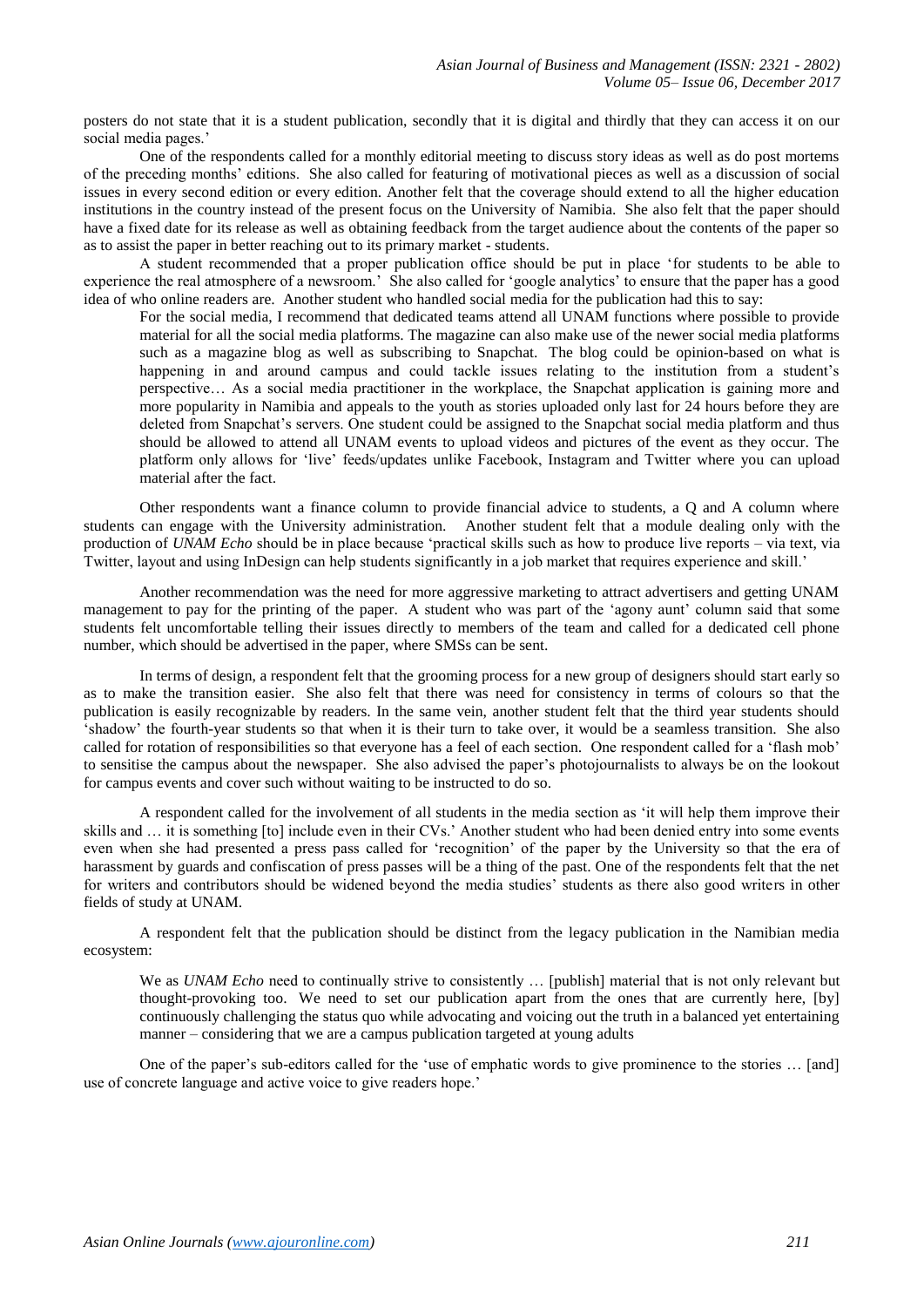posters do not state that it is a student publication, secondly that it is digital and thirdly that they can access it on our social media pages.'

One of the respondents called for a monthly editorial meeting to discuss story ideas as well as do post mortems of the preceding months' editions. She also called for featuring of motivational pieces as well as a discussion of social issues in every second edition or every edition. Another felt that the coverage should extend to all the higher education institutions in the country instead of the present focus on the University of Namibia. She also felt that the paper should have a fixed date for its release as well as obtaining feedback from the target audience about the contents of the paper so as to assist the paper in better reaching out to its primary market - students.

A student recommended that a proper publication office should be put in place 'for students to be able to experience the real atmosphere of a newsroom.' She also called for 'google analytics' to ensure that the paper has a good idea of who online readers are. Another student who handled social media for the publication had this to say:

> For the social media, I recommend that dedicated teams attend all UNAM functions where possible to provide material for all the social media platforms. The magazine can also make use of the newer social media platforms such as a magazine blog as well as subscribing to Snapchat. The blog could be opinion-based on what is happening in and around campus and could tackle issues relating to the institution from a student's perspective… As a social media practitioner in the workplace, the Snapchat application is gaining more and more popularity in Namibia and appeals to the youth as stories uploaded only last for 24 hours before they are deleted from Snapchat's servers. One student could be assigned to the Snapchat social media platform and thus should be allowed to attend all UNAM events to upload videos and pictures of the event as they occur. The platform only allows for 'live' feeds/updates unlike Facebook, Instagram and Twitter where you can upload material after the fact.

Other respondents want a finance column to provide financial advice to students, a Q and A column where students can engage with the University administration. Another student felt that a module dealing only with the production of *UNAM Echo* should be in place because 'practical skills such as how to produce live reports – via text, via Twitter, layout and using InDesign can help students significantly in a job market that requires experience and skill.'

Another recommendation was the need for more aggressive marketing to attract advertisers and getting UNAM management to pay for the printing of the paper. A student who was part of the 'agony aunt' column said that some students felt uncomfortable telling their issues directly to members of the team and called for a dedicated cell phone number, which should be advertised in the paper, where SMSs can be sent.

In terms of design, a respondent felt that the grooming process for a new group of designers should start early so as to make the transition easier. She also felt that there was need for consistency in terms of colours so that the publication is easily recognizable by readers. In the same vein, another student felt that the third year students should 'shadow' the fourth-year students so that when it is their turn to take over, it would be a seamless transition. She also called for rotation of responsibilities so that everyone has a feel of each section. One respondent called for a 'flash mob' to sensitise the campus about the newspaper. She also advised the paper's photojournalists to always be on the lookout for campus events and cover such without waiting to be instructed to do so.

A respondent called for the involvement of all students in the media section as 'it will help them improve their skills and … it is something [to] include even in their CVs.' Another student who had been denied entry into some events even when she had presented a press pass called for 'recognition' of the paper by the University so that the era of harassment by guards and confiscation of press passes will be a thing of the past. One of the respondents felt that the net for writers and contributors should be widened beyond the media studies' students as there also good writers in other fields of study at UNAM.

A respondent felt that the publication should be distinct from the legacy publication in the Namibian media ecosystem:

> We as *UNAM Echo* need to continually strive to consistently … [publish] material that is not only relevant but thought-provoking too. We need to set our publication apart from the ones that are currently here, [by] continuously challenging the status quo while advocating and voicing out the truth in a balanced yet entertaining manner – considering that we are a campus publication targeted at young adults

One of the paper's sub-editors called for the 'use of emphatic words to give prominence to the stories … [and] use of concrete language and active voice to give readers hope.'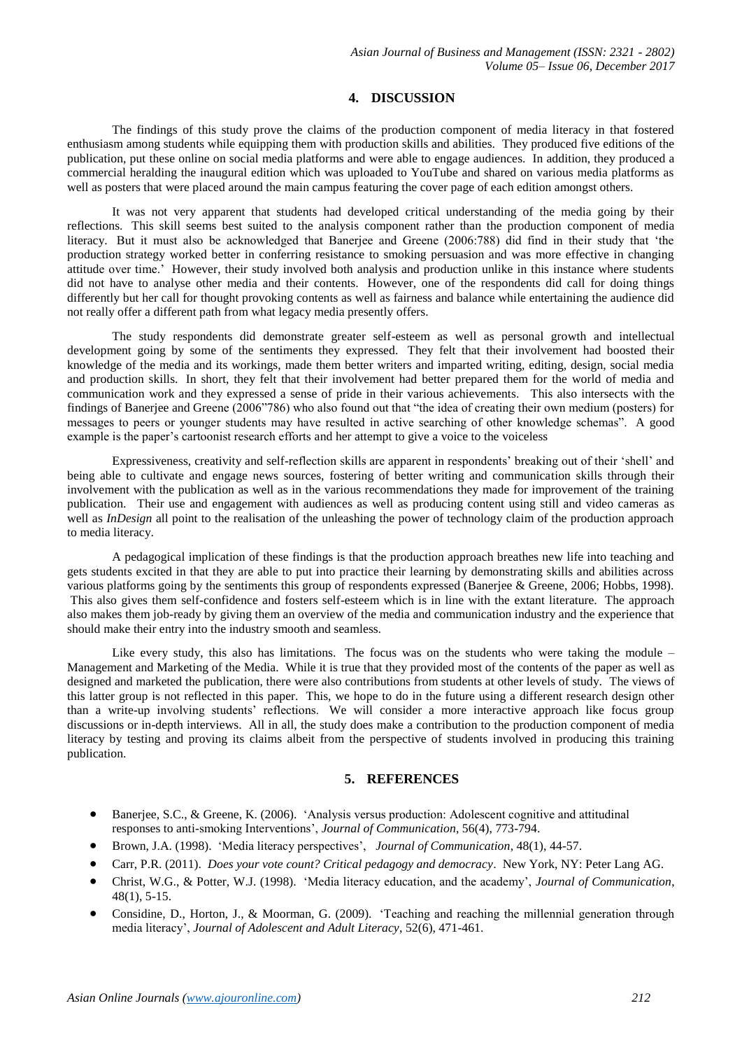## 4. DISCUSSION

The findings of this study prove the claims of the production component of media literacy in that fostered enthusiasm among students while equipping them with production skills and abilities. They produced five editions of the publication, put these online on social media platforms and were able to engage audiences. In addition, they produced a commercial heralding the inaugural edition which was uploaded to YouTube and shared on various media platforms as well as posters that were placed around the main campus featuring the cover page of each edition amongst others.

It was not very apparent that students had developed critical understanding of the media going by their reflections. This skill seems best suited to the analysis component rather than the production component of media literacy. But it must also be acknowledged that Banerjee and Greene (2006:788) did find in their study that 'the production strategy worked better in conferring resistance to smoking persuasion and was more effective in changing attitude over time.' However, their study involved both analysis and production unlike in this instance where students did not have to analyse other media and their contents. However, one of the respondents did call for doing things differently but her call for thought provoking contents as well as fairness and balance while entertaining the audience did not really offer a different path from what legacy media presently offers.

The study respondents did demonstrate greater self-esteem as well as personal growth and intellectual development going by some of the sentiments they expressed. They felt that their involvement had boosted their knowledge of the media and its workings, made them better writers and imparted writing, editing, design, social media and production skills. In short, they felt that their involvement had better prepared them for the world of media and communication work and they expressed a sense of pride in their various achievements. This also intersects with the findings of Banerjee and Greene (2006"786) who also found out that "the idea of creating their own medium (posters) for messages to peers or younger students may have resulted in active searching of other knowledge schemas". A good example is the paper's cartoonist research efforts and her attempt to give a voice to the voiceless

Expressiveness, creativity and self-reflection skills are apparent in respondents' breaking out of their 'shell' and being able to cultivate and engage news sources, fostering of better writing and communication skills through their involvement with the publication as well as in the various recommendations they made for improvement of the training publication. Their use and engagement with audiences as well as producing content using still and video cameras as well as *InDesign* all point to the realisation of the unleashing the power of technology claim of the production approach to media literacy.

A pedagogical implication of these findings is that the production approach breathes new life into teaching and gets students excited in that they are able to put into practice their learning by demonstrating skills and abilities across various platforms going by the sentiments this group of respondents expressed (Banerjee & Greene, 2006; Hobbs, 1998). This also gives them self-confidence and fosters self-esteem which is in line with the extant literature. The approach also makes them job-ready by giving them an overview of the media and communication industry and the experience that should make their entry into the industry smooth and seamless.

Like every study, this also has limitations. The focus was on the students who were taking the module – Management and Marketing of the Media. While it is true that they provided most of the contents of the paper as well as designed and marketed the publication, there were also contributions from students at other levels of study. The views of this latter group is not reflected in this paper. This, we hope to do in the future using a different research design other than a write-up involving students' reflections. We will consider a more interactive approach like focus group discussions or in-depth interviews. All in all, the study does make a contribution to the production component of media literacy by testing and proving its claims albeit from the perspective of students involved in producing this training publication.

## 5. REFERENCES

- Banerjee, S.C., & Greene, K. (2006). 'Analysis versus production: Adolescent cognitive and attitudinal responses to anti-smoking Interventions', *Journal of Communication*, 56(4), 773-794.
- Brown, J.A. (1998). 'Media literacy perspectives', *Journal of Communication*, 48(1), 44-57.
- Carr, P.R. (2011). *Does your vote count? Critical pedagogy and democracy*. New York, NY: Peter Lang AG.
- Christ, W.G., & Potter, W.J. (1998). 'Media literacy education, and the academy', *Journal of Communication*, 48(1), 5-15.
- Considine, D., Horton, J., & Moorman, G. (2009). 'Teaching and reaching the millennial generation through media literacy', *Journal of Adolescent and Adult Literacy*, 52(6), 471-461.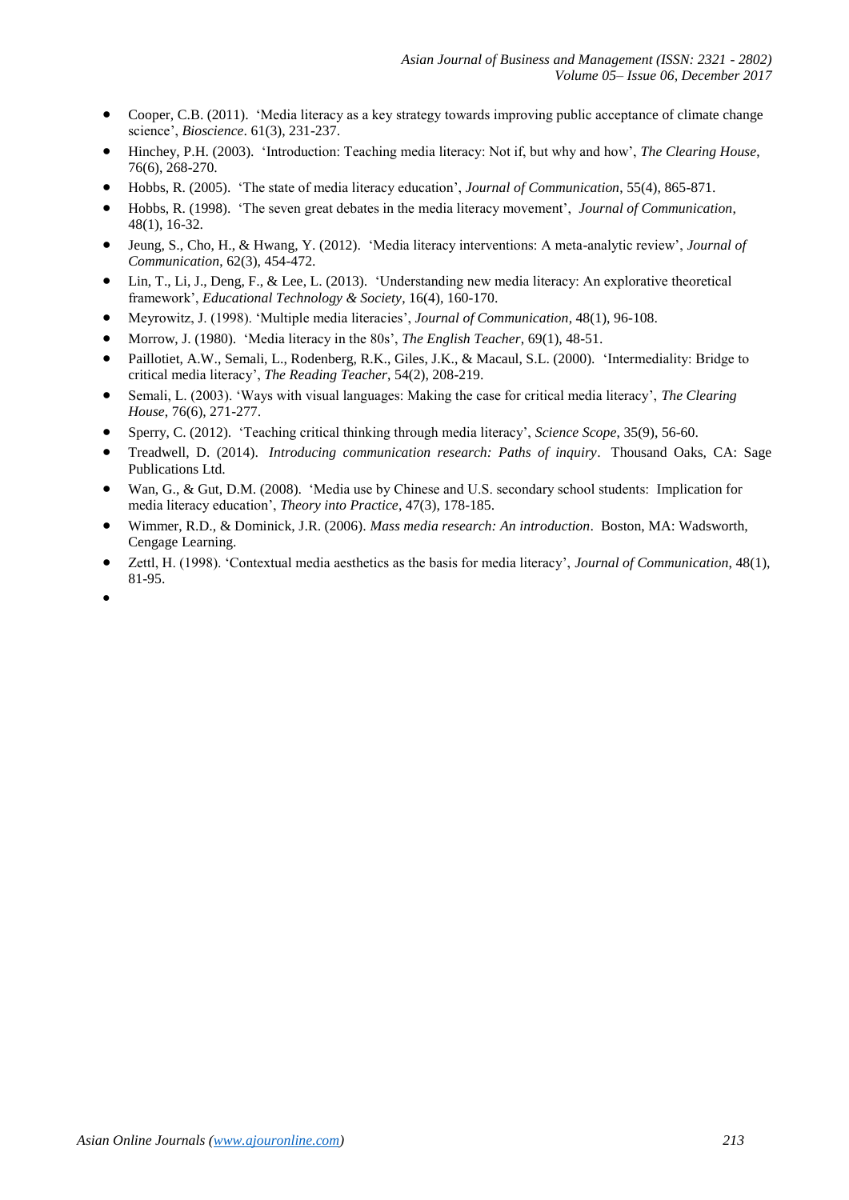- Cooper, C.B. (2011). 'Media literacy as a key strategy towards improving public acceptance of climate change science', *Bioscience*. 61(3), 231-237.
- Hinchey, P.H. (2003). 'Introduction: Teaching media literacy: Not if, but why and how', *The Clearing House*, 76(6), 268-270.
- Hobbs, R. (2005). 'The state of media literacy education', *Journal of Communication*, 55(4), 865-871.
- Hobbs, R. (1998). 'The seven great debates in the media literacy movement', *Journal of Communication*, 48(1), 16-32.
- Jeung, S., Cho, H., & Hwang, Y. (2012). 'Media literacy interventions: A meta-analytic review', *Journal of Communication*, 62(3), 454-472.
- Lin, T., Li, J., Deng, F., & Lee, L. (2013). 'Understanding new media literacy: An explorative theoretical framework', *Educational Technology & Society*, 16(4), 160-170.
- Meyrowitz, J. (1998). 'Multiple media literacies', *Journal of Communication*, 48(1), 96-108.
- Morrow, J. (1980). 'Media literacy in the 80s', *The English Teacher*, 69(1), 48-51.
- Paillotiet, A.W., Semali, L., Rodenberg, R.K., Giles, J.K., & Macaul, S.L. (2000). 'Intermediality: Bridge to critical media literacy', *The Reading Teacher*, 54(2), 208-219.
- Semali, L. (2003). 'Ways with visual languages: Making the case for critical media literacy', *The Clearing House*, 76(6), 271-277.
- Sperry, C. (2012). 'Teaching critical thinking through media literacy', *Science Scope*, 35(9), 56-60.
- Treadwell, D. (2014). *Introducing communication research: Paths of inquiry*. Thousand Oaks, CA: Sage Publications Ltd.
- Wan, G., & Gut, D.M. (2008). 'Media use by Chinese and U.S. secondary school students: Implication for media literacy education', *Theory into Practice*, 47(3), 178-185.
- Wimmer, R.D., & Dominick, J.R. (2006). *Mass media research: An introduction*. Boston, MA: Wadsworth, Cengage Learning.
- Zettl, H. (1998). 'Contextual media aesthetics as the basis for media literacy', *Journal of Communication*, 48(1), 81-95.